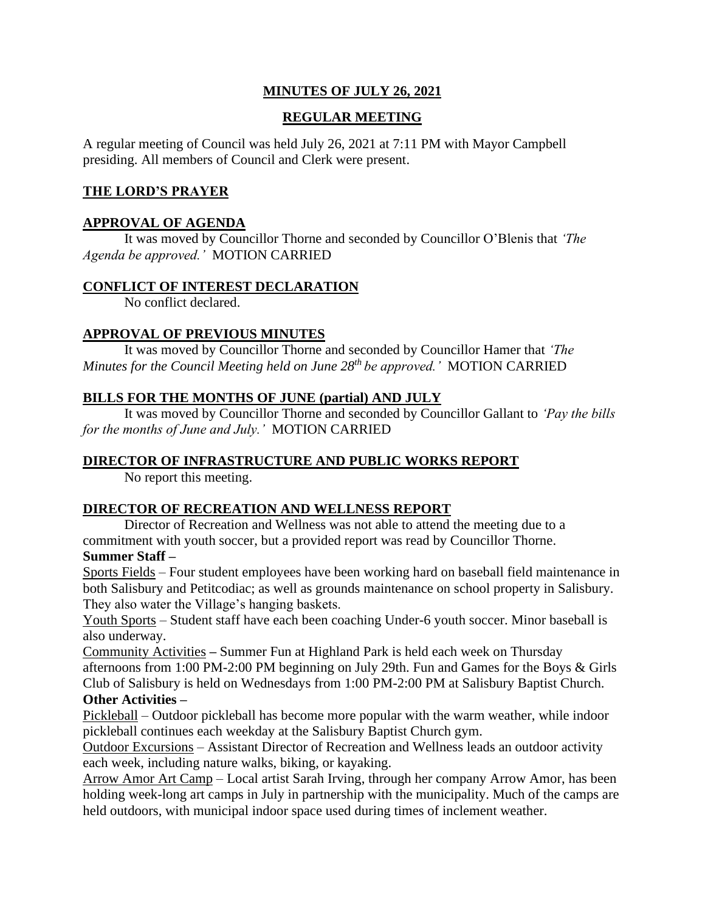# MINUTES OF JULY 26, 2021

## REGULAR MEETING

A regular meeting of Council was held July 26, 2021 at 7:11 PM with Mayor Campbell presiding. All members of Council and Clerk were present.

### THE LORD'S PRAYER

### APPROVAL OF AGENDA

It was moved by Councillor Thorne and seconded by Councillor O'Blenis that *'The Agenda be approved.'* MOTION CARRIED

### CONFLICT OF INTEREST DECLARATION

No conflict declared.

### APPROVAL OF PREVIOUS MINUTES

It was moved by Councillor Thorne and seconded by Councillor Hamer that *'The Minutes for the Council Meeting held on June 28th be approved.'* MOTION CARRIED

### BILLS FOR THE MONTHS OF JUNE (partial) AND JULY

It was moved by Councillor Thorne and seconded by Councillor Gallant to *'Pay the bills for the months of June and July.'* MOTION CARRIED

### DIRECTOR OF INFRASTRUCTURE AND PUBLIC WORKS REPORT

No report this meeting.

### DIRECTOR OF RECREATION AND WELLNESS REPORT

Director of Recreation and Wellness was not able to attend the meeting due to a commitment with youth soccer, but a provided report was read by Councillor Thorne.

**Summer Staff –**

Sports Fields – Four student employees have been working hard on baseball field maintenance in both Salisbury and Petitcodiac; as well as grounds maintenance on school property in Salisbury. They also water the Village's hanging baskets.

Youth Sports – Student staff have each been coaching Under-6 youth soccer. Minor baseball is also underway.

Community Activities **–** Summer Fun at Highland Park is held each week on Thursday afternoons from 1:00 PM-2:00 PM beginning on July 29th. Fun and Games for the Boys & Girls Club of Salisbury is held on Wednesdays from 1:00 PM-2:00 PM at Salisbury Baptist Church.

**Other Activities –**

Pickleball – Outdoor pickleball has become more popular with the warm weather, while indoor pickleball continues each weekday at the Salisbury Baptist Church gym.

Outdoor Excursions – Assistant Director of Recreation and Wellness leads an outdoor activity each week, including nature walks, biking, or kayaking.

Arrow Amor Art Camp – Local artist Sarah Irving, through her company Arrow Amor, has been holding week-long art camps in July in partnership with the municipality. Much of the camps are held outdoors, with municipal indoor space used during times of inclement weather.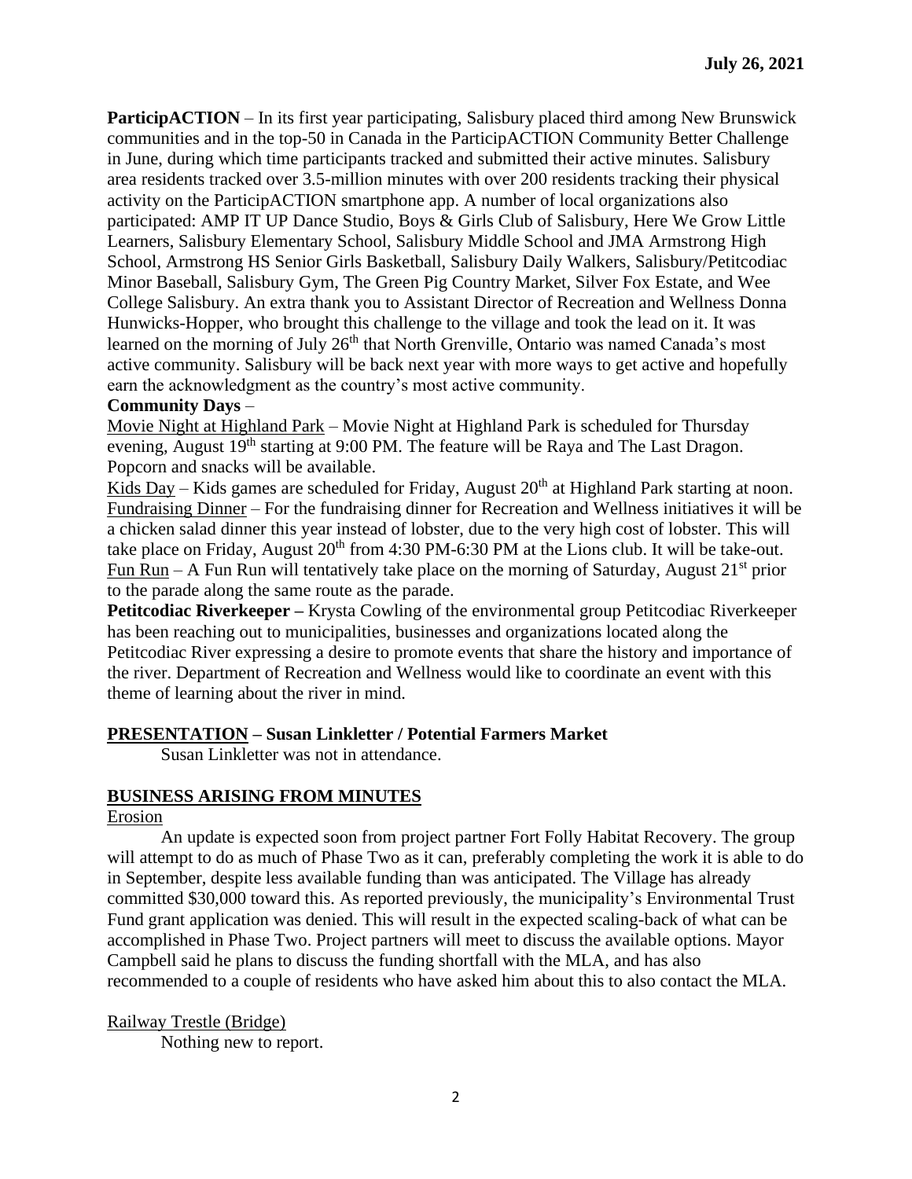**ParticipACTION** – In its first year participating, Salisbury placed third among New Brunswick communities and in the top-50 in Canada in the ParticipACTION Community Better Challenge in June, during which time participants tracked and submitted their active minutes. Salisbury area residents tracked over 3.5-million minutes with over 200 residents tracking their physical activity on the ParticipACTION smartphone app. A number of local organizations also participated: AMP IT UP Dance Studio, Boys & Girls Club of Salisbury, Here We Grow Little Learners, Salisbury Elementary School, Salisbury Middle School and JMA Armstrong High School, Armstrong HS Senior Girls Basketball, Salisbury Daily Walkers, Salisbury/Petitcodiac Minor Baseball, Salisbury Gym, The Green Pig Country Market, Silver Fox Estate, and Wee College Salisbury. An extra thank you to Assistant Director of Recreation and Wellness Donna Hunwicks-Hopper, who brought this challenge to the village and took the lead on it. It was learned on the morning of July 26th that North Grenville, Ontario was named Canada's most active community. Salisbury will be back next year with more ways to get active and hopefully earn the acknowledgment as the country's most active community.

**Community Days** –

Movie Night at Highland Park – Movie Night at Highland Park is scheduled for Thursday evening, August 19th starting at 9:00 PM. The feature will be Raya and The Last Dragon. Popcorn and snacks will be available.

Kids Day – Kids games are scheduled for Friday, August 20th at Highland Park starting at noon.

Fundraising Dinner – For the fundraising dinner for Recreation and Wellness initiatives it will be a chicken salad dinner this year instead of lobster, due to the very high cost of lobster. This will take place on Friday, August 20th from 4:30 PM-6:30 PM at the Lions club. It will be take-out.

Fun Run – A Fun Run will tentatively take place on the morning of Saturday, August 21st prior to the parade along the same route as the parade.

**Petitcodiac Riverkeeper –** Krysta Cowling of the environmental group Petitcodiac Riverkeeper has been reaching out to municipalities, businesses and organizations located along the Petitcodiac River expressing a desire to promote events that share the history and importance of the river. Department of Recreation and Wellness would like to coordinate an event with this theme of learning about the river in mind.

## PRESENTATION – Susan Linkletter / Potential Farmers Market

Susan Linkletter was not in attendance.

## BUSINESS ARISING FROM MINUTES

Erosion

An update is expected soon from project partner Fort Folly Habitat Recovery. The group will attempt to do as much of Phase Two as it can, preferably completing the work it is able to do in September, despite less available funding than was anticipated. The Village has already committed $30,000 toward this. As reported previously, the municipality's Environmental Trust Fund grant application was denied. This will result in the expected scaling-back of what can be accomplished in Phase Two. Project partners will meet to discuss the available options. Mayor Campbell said he plans to discuss the funding shortfall with the MLA, and has also recommended to a couple of residents who have asked him about this to also contact the MLA.

Railway Trestle (Bridge)

Nothing new to report.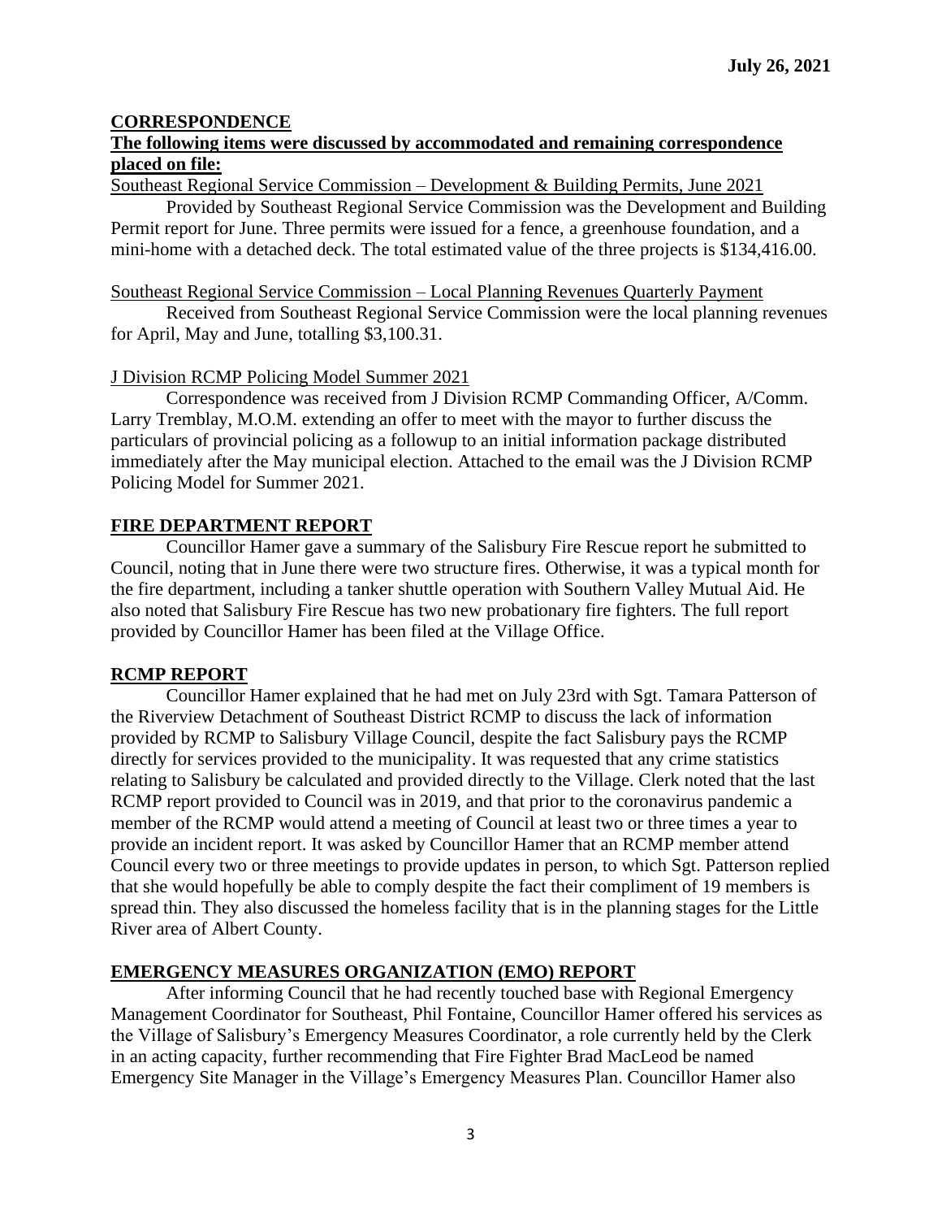**July 26, 2021**

## CORRESPONDENCE

**The following items were discussed by accommodated and remaining correspondence placed on file:**

Southeast Regional Service Commission – Development & Building Permits, June 2021

Provided by Southeast Regional Service Commission was the Development and Building Permit report for June. Three permits were issued for a fence, a greenhouse foundation, and a mini-home with a detached deck. The total estimated value of the three projects is $134,416.00.

Southeast Regional Service Commission – Local Planning Revenues Quarterly Payment

Received from Southeast Regional Service Commission were the local planning revenues for April, May and June, totalling $3,100.31.

J Division RCMP Policing Model Summer 2021

Correspondence was received from J Division RCMP Commanding Officer, A/Comm. Larry Tremblay, M.O.M. extending an offer to meet with the mayor to further discuss the particulars of provincial policing as a followup to an initial information package distributed immediately after the May municipal election. Attached to the email was the J Division RCMP Policing Model for Summer 2021.

## FIRE DEPARTMENT REPORT

Councillor Hamer gave a summary of the Salisbury Fire Rescue report he submitted to Council, noting that in June there were two structure fires. Otherwise, it was a typical month for the fire department, including a tanker shuttle operation with Southern Valley Mutual Aid. He also noted that Salisbury Fire Rescue has two new probationary fire fighters. The full report provided by Councillor Hamer has been filed at the Village Office.

## RCMP REPORT

Councillor Hamer explained that he had met on July 23rd with Sgt. Tamara Patterson of the Riverview Detachment of Southeast District RCMP to discuss the lack of information provided by RCMP to Salisbury Village Council, despite the fact Salisbury pays the RCMP directly for services provided to the municipality. It was requested that any crime statistics relating to Salisbury be calculated and provided directly to the Village. Clerk noted that the last RCMP report provided to Council was in 2019, and that prior to the coronavirus pandemic a member of the RCMP would attend a meeting of Council at least two or three times a year to provide an incident report. It was asked by Councillor Hamer that an RCMP member attend Council every two or three meetings to provide updates in person, to which Sgt. Patterson replied that she would hopefully be able to comply despite the fact their compliment of 19 members is spread thin. They also discussed the homeless facility that is in the planning stages for the Little River area of Albert County.

## EMERGENCY MEASURES ORGANIZATION (EMO) REPORT

After informing Council that he had recently touched base with Regional Emergency Management Coordinator for Southeast, Phil Fontaine, Councillor Hamer offered his services as the Village of Salisbury's Emergency Measures Coordinator, a role currently held by the Clerk in an acting capacity, further recommending that Fire Fighter Brad MacLeod be named Emergency Site Manager in the Village's Emergency Measures Plan. Councillor Hamer also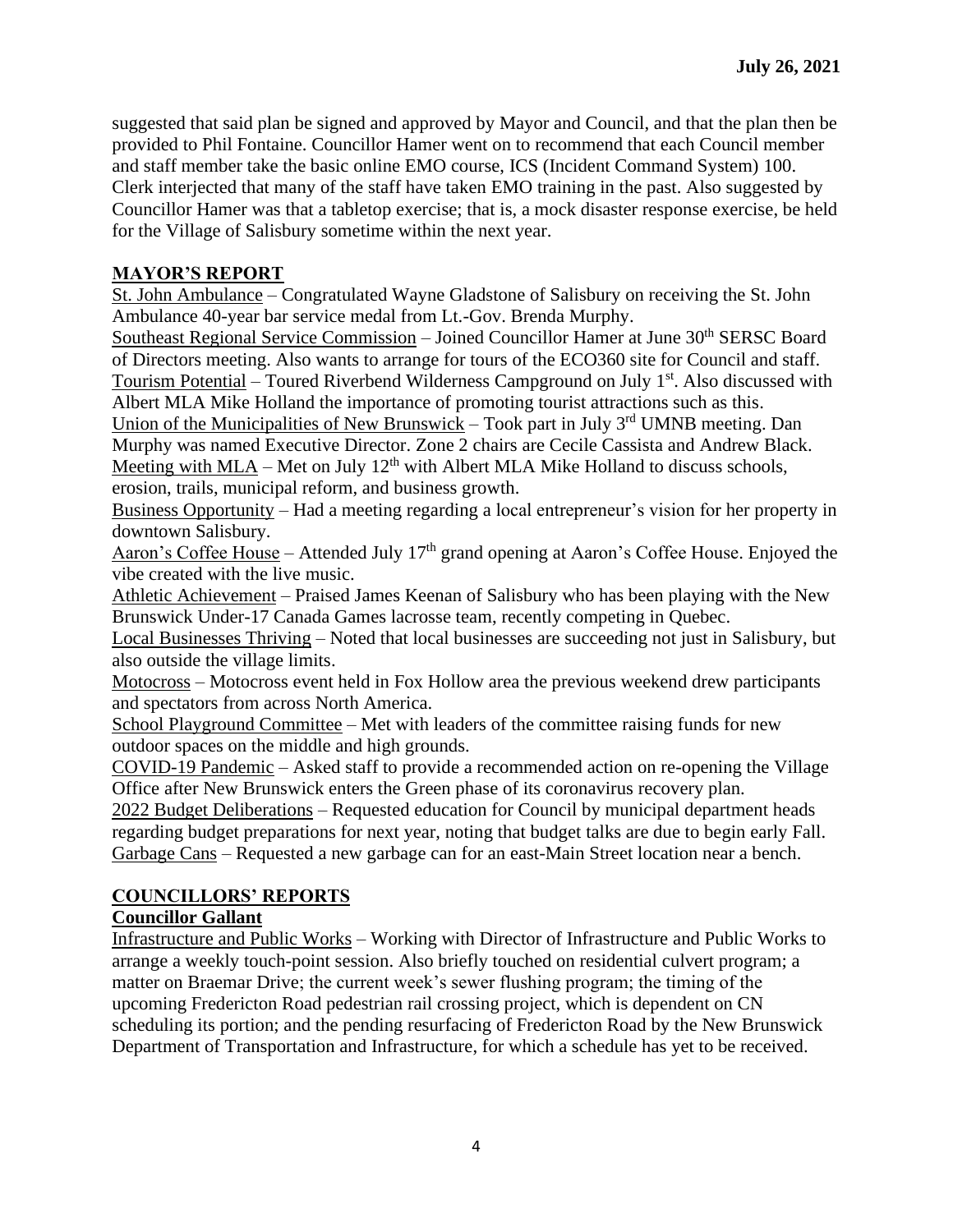suggested that said plan be signed and approved by Mayor and Council, and that the plan then be provided to Phil Fontaine. Councillor Hamer went on to recommend that each Council member and staff member take the basic online EMO course, ICS (Incident Command System) 100. Clerk interjected that many of the staff have taken EMO training in the past. Also suggested by Councillor Hamer was that a tabletop exercise; that is, a mock disaster response exercise, be held for the Village of Salisbury sometime within the next year.

## MAYOR'S REPORT

St. John Ambulance – Congratulated Wayne Gladstone of Salisbury on receiving the St. John Ambulance 40-year bar service medal from Lt.-Gov. Brenda Murphy.

Southeast Regional Service Commission – Joined Councillor Hamer at June 30th SERSC Board of Directors meeting. Also wants to arrange for tours of the ECO360 site for Council and staff.

Tourism Potential – Toured Riverbend Wilderness Campground on July 1st. Also discussed with Albert MLA Mike Holland the importance of promoting tourist attractions such as this.

Union of the Municipalities of New Brunswick – Took part in July 3rd UMNB meeting. Dan Murphy was named Executive Director. Zone 2 chairs are Cecile Cassista and Andrew Black.

Meeting with MLA – Met on July 12th with Albert MLA Mike Holland to discuss schools, erosion, trails, municipal reform, and business growth.

Business Opportunity – Had a meeting regarding a local entrepreneur's vision for her property in downtown Salisbury.

Aaron's Coffee House – Attended July 17th grand opening at Aaron's Coffee House. Enjoyed the vibe created with the live music.

Athletic Achievement – Praised James Keenan of Salisbury who has been playing with the New Brunswick Under-17 Canada Games lacrosse team, recently competing in Quebec.

Local Businesses Thriving – Noted that local businesses are succeeding not just in Salisbury, but also outside the village limits.

Motocross – Motocross event held in Fox Hollow area the previous weekend drew participants and spectators from across North America.

School Playground Committee – Met with leaders of the committee raising funds for new outdoor spaces on the middle and high grounds.

COVID-19 Pandemic – Asked staff to provide a recommended action on re-opening the Village Office after New Brunswick enters the Green phase of its coronavirus recovery plan.

2022 Budget Deliberations – Requested education for Council by municipal department heads regarding budget preparations for next year, noting that budget talks are due to begin early Fall.

Garbage Cans – Requested a new garbage can for an east-Main Street location near a bench.

## COUNCILLORS' REPORTS

### Councillor Gallant

Infrastructure and Public Works – Working with Director of Infrastructure and Public Works to arrange a weekly touch-point session. Also briefly touched on residential culvert program; a matter on Braemar Drive; the current week's sewer flushing program; the timing of the upcoming Fredericton Road pedestrian rail crossing project, which is dependent on CN scheduling its portion; and the pending resurfacing of Fredericton Road by the New Brunswick Department of Transportation and Infrastructure, for which a schedule has yet to be received.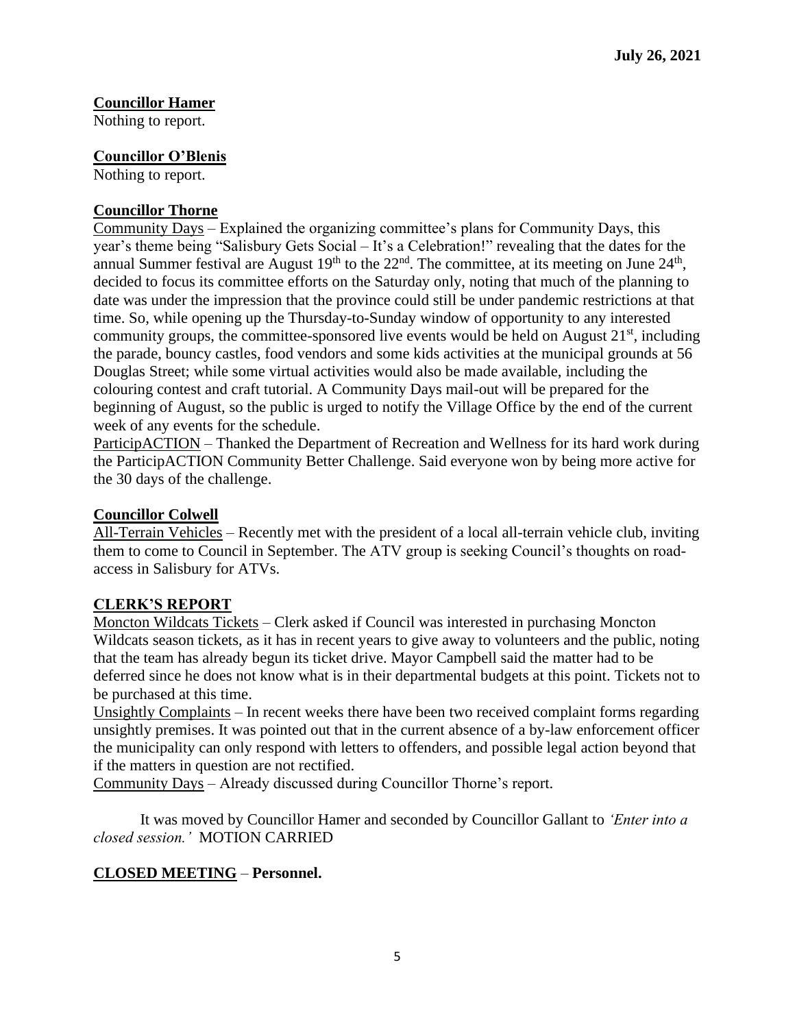**Councillor Hamer**
Nothing to report.

**Councillor O'Blenis**
Nothing to report.

**Councillor Thorne**
Community Days – Explained the organizing committee's plans for Community Days, this year's theme being "Salisbury Gets Social – It's a Celebration!" revealing that the dates for the annual Summer festival are August 19th to the 22nd. The committee, at its meeting on June 24th, decided to focus its committee efforts on the Saturday only, noting that much of the planning to date was under the impression that the province could still be under pandemic restrictions at that time. So, while opening up the Thursday-to-Sunday window of opportunity to any interested community groups, the committee-sponsored live events would be held on August 21st, including the parade, bouncy castles, food vendors and some kids activities at the municipal grounds at 56 Douglas Street; while some virtual activities would also be made available, including the colouring contest and craft tutorial. A Community Days mail-out will be prepared for the beginning of August, so the public is urged to notify the Village Office by the end of the current week of any events for the schedule.
ParticipACTION – Thanked the Department of Recreation and Wellness for its hard work during the ParticipACTION Community Better Challenge. Said everyone won by being more active for the 30 days of the challenge.

**Councillor Colwell**
All-Terrain Vehicles – Recently met with the president of a local all-terrain vehicle club, inviting them to come to Council in September. The ATV group is seeking Council's thoughts on road-access in Salisbury for ATVs.

**CLERK'S REPORT**
Moncton Wildcats Tickets – Clerk asked if Council was interested in purchasing Moncton Wildcats season tickets, as it has in recent years to give away to volunteers and the public, noting that the team has already begun its ticket drive. Mayor Campbell said the matter had to be deferred since he does not know what is in their departmental budgets at this point. Tickets not to be purchased at this time.
Unsightly Complaints – In recent weeks there have been two received complaint forms regarding unsightly premises. It was pointed out that in the current absence of a by-law enforcement officer the municipality can only respond with letters to offenders, and possible legal action beyond that if the matters in question are not rectified.
Community Days – Already discussed during Councillor Thorne's report.

It was moved by Councillor Hamer and seconded by Councillor Gallant to *'Enter into a closed session.'* MOTION CARRIED

**CLOSED MEETING – Personnel.**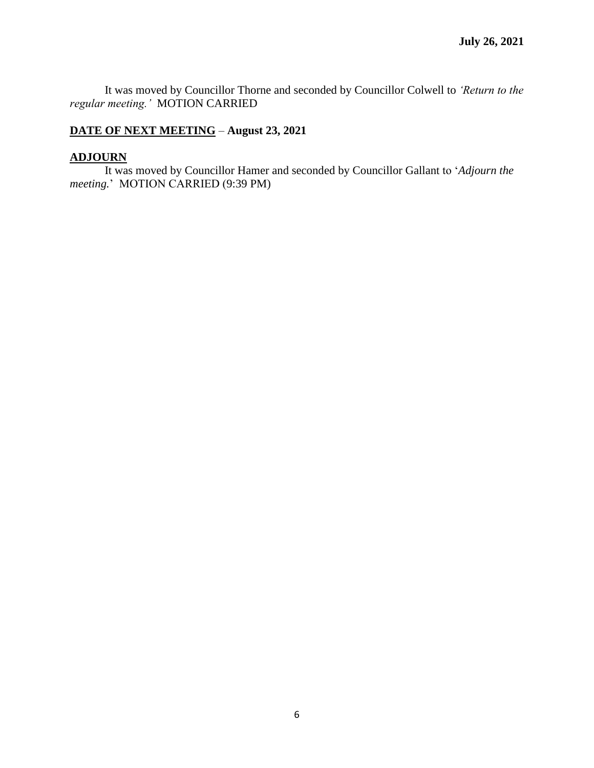It was moved by Councillor Thorne and seconded by Councillor Colwell to *'Return to the regular meeting.'* MOTION CARRIED

**DATE OF NEXT MEETING** – **August 23, 2021**

**ADJOURN**

It was moved by Councillor Hamer and seconded by Councillor Gallant to '*Adjourn the meeting.*' MOTION CARRIED (9:39 PM)